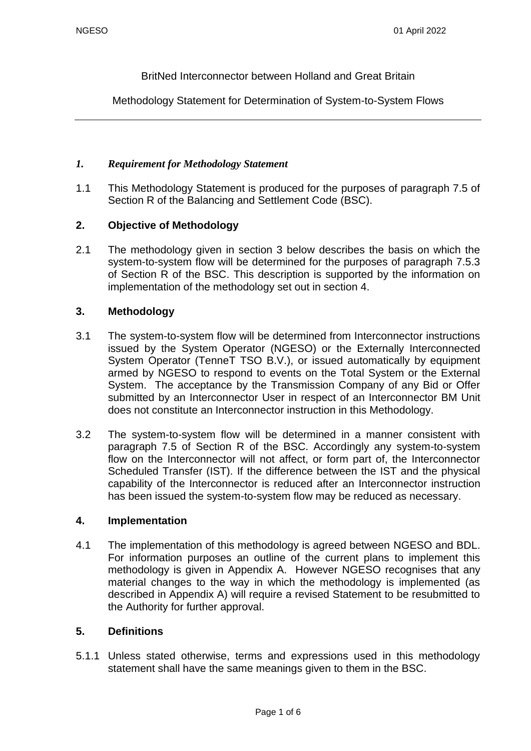BritNed Interconnector between Holland and Great Britain

Methodology Statement for Determination of System-to-System Flows

---

## *1. Requirement for Methodology Statement*

1.1 This Methodology Statement is produced for the purposes of paragraph 7.5 of Section R of the Balancing and Settlement Code (BSC).

## 2. Objective of Methodology

2.1 The methodology given in section 3 below describes the basis on which the system-to-system flow will be determined for the purposes of paragraph 7.5.3 of Section R of the BSC. This description is supported by the information on implementation of the methodology set out in section 4.

## 3. Methodology

3.1 The system-to-system flow will be determined from Interconnector instructions issued by the System Operator (NGESO) or the Externally Interconnected System Operator (TenneT TSO B.V.), or issued automatically by equipment armed by NGESO to respond to events on the Total System or the External System. The acceptance by the Transmission Company of any Bid or Offer submitted by an Interconnector User in respect of an Interconnector BM Unit does not constitute an Interconnector instruction in this Methodology.

3.2 The system-to-system flow will be determined in a manner consistent with paragraph 7.5 of Section R of the BSC. Accordingly any system-to-system flow on the Interconnector will not affect, or form part of, the Interconnector Scheduled Transfer (IST). If the difference between the IST and the physical capability of the Interconnector is reduced after an Interconnector instruction has been issued the system-to-system flow may be reduced as necessary.

## 4. Implementation

4.1 The implementation of this methodology is agreed between NGESO and BDL. For information purposes an outline of the current plans to implement this methodology is given in Appendix A. However NGESO recognises that any material changes to the way in which the methodology is implemented (as described in Appendix A) will require a revised Statement to be resubmitted to the Authority for further approval.

## 5. Definitions

5.1.1 Unless stated otherwise, terms and expressions used in this methodology statement shall have the same meanings given to them in the BSC.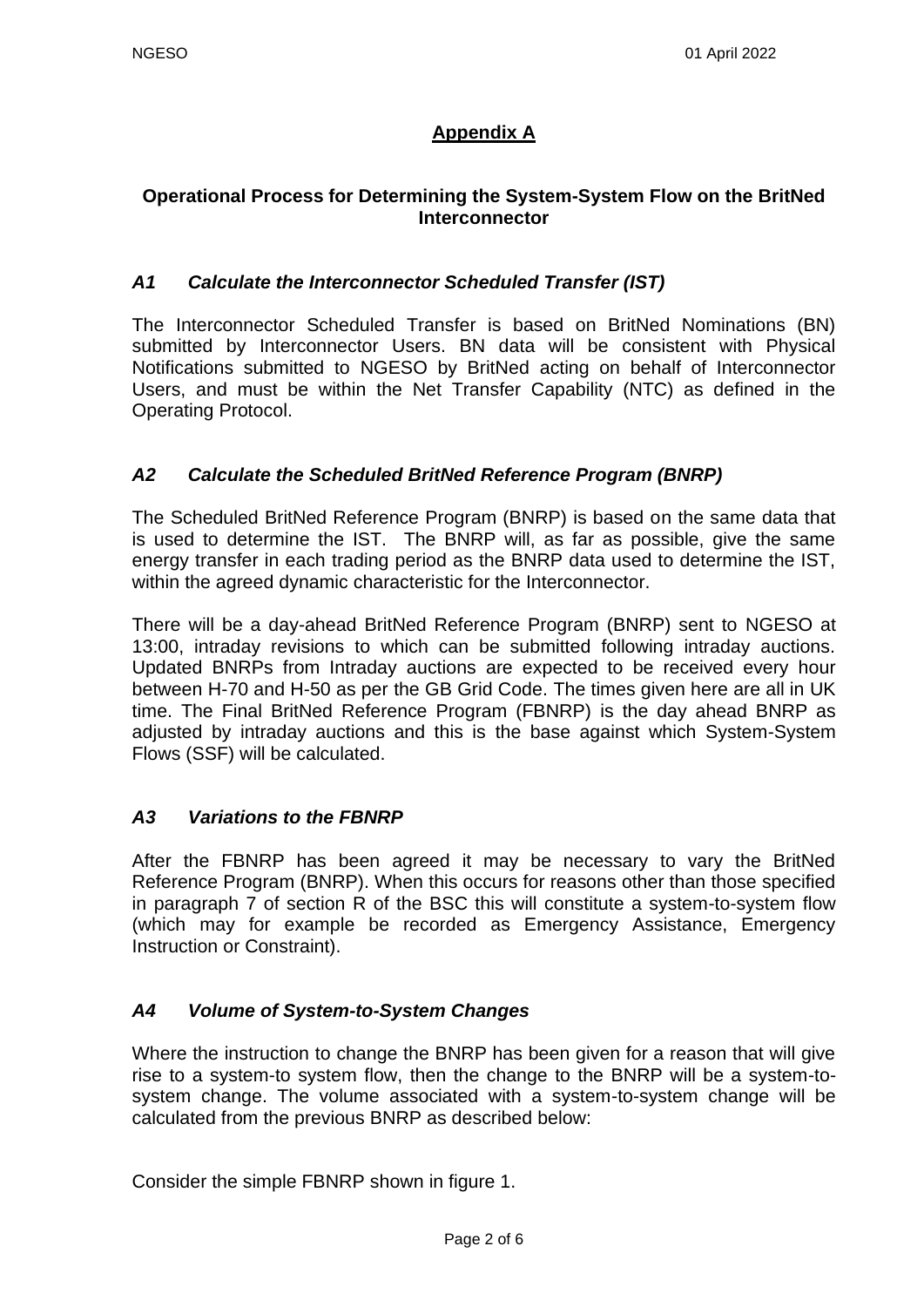# Appendix A

## Operational Process for Determining the System-System Flow on the BritNed Interconnector

### *A1 Calculate the Interconnector Scheduled Transfer (IST)*

The Interconnector Scheduled Transfer is based on BritNed Nominations (BN) submitted by Interconnector Users. BN data will be consistent with Physical Notifications submitted to NGESO by BritNed acting on behalf of Interconnector Users, and must be within the Net Transfer Capability (NTC) as defined in the Operating Protocol.

### *A2 Calculate the Scheduled BritNed Reference Program (BNRP)*

The Scheduled BritNed Reference Program (BNRP) is based on the same data that is used to determine the IST. The BNRP will, as far as possible, give the same energy transfer in each trading period as the BNRP data used to determine the IST, within the agreed dynamic characteristic for the Interconnector.

There will be a day-ahead BritNed Reference Program (BNRP) sent to NGESO at 13:00, intraday revisions to which can be submitted following intraday auctions. Updated BNRPs from Intraday auctions are expected to be received every hour between H-70 and H-50 as per the GB Grid Code. The times given here are all in UK time. The Final BritNed Reference Program (FBNRP) is the day ahead BNRP as adjusted by intraday auctions and this is the base against which System-System Flows (SSF) will be calculated.

### *A3 Variations to the FBNRP*

After the FBNRP has been agreed it may be necessary to vary the BritNed Reference Program (BNRP). When this occurs for reasons other than those specified in paragraph 7 of section R of the BSC this will constitute a system-to-system flow (which may for example be recorded as Emergency Assistance, Emergency Instruction or Constraint).

### *A4 Volume of System-to-System Changes*

Where the instruction to change the BNRP has been given for a reason that will give rise to a system-to system flow, then the change to the BNRP will be a system-to-system change. The volume associated with a system-to-system change will be calculated from the previous BNRP as described below:

Consider the simple FBNRP shown in figure 1.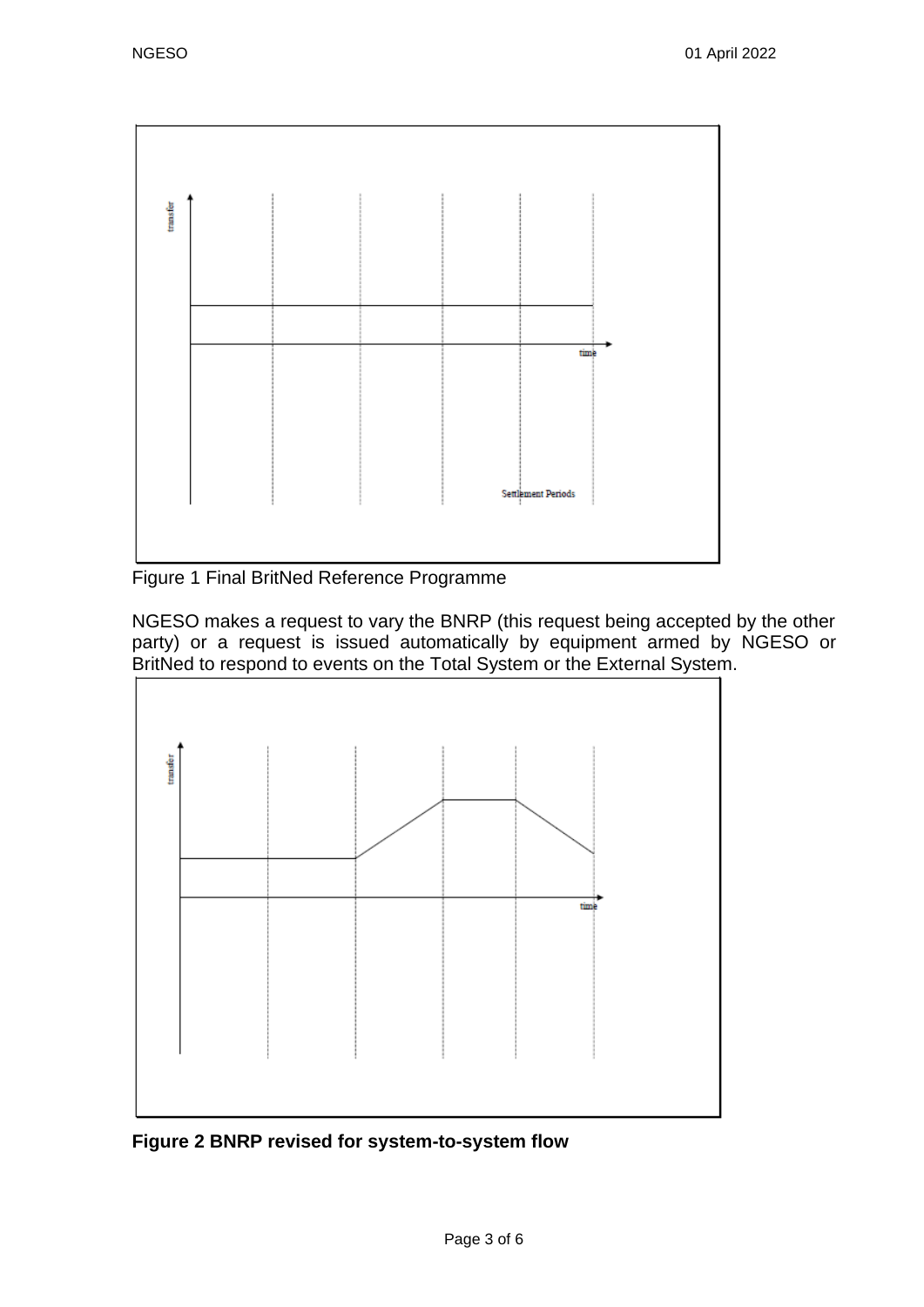Figure 1 Final BritNed Reference Programme

NGESO makes a request to vary the BNRP (this request being accepted by the other party) or a request is issued automatically by equipment armed by NGESO or BritNed to respond to events on the Total System or the External System.

**Figure 2 BNRP revised for system-to-system flow**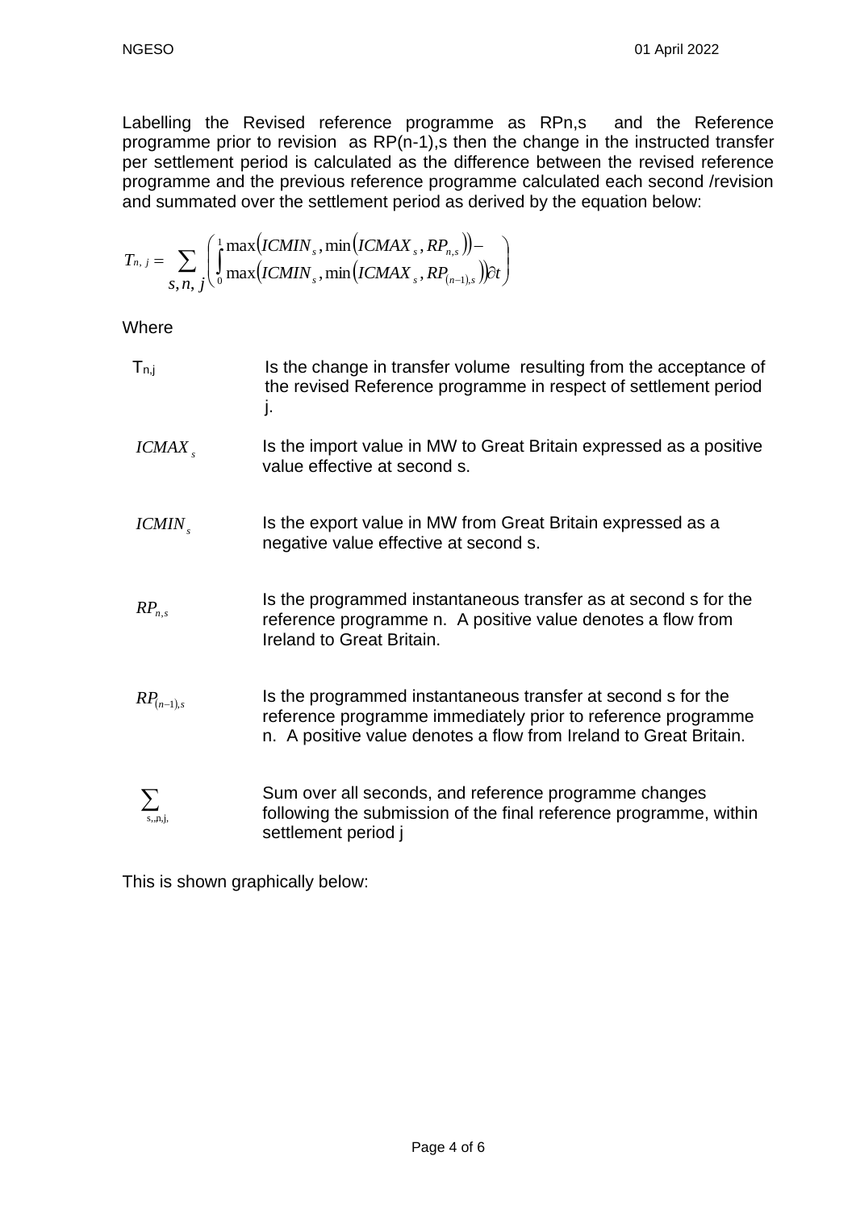Labelling the Revised reference programme as RPn,s and the Reference programme prior to revision as RP(n-1),s then the change in the instructed transfer per settlement period is calculated as the difference between the revised reference programme and the previous reference programme calculated each second /revision and summated over the settlement period as derived by the equation below:

$$T_{n,j} = \sum_{s,n,j} \left( \int_0^1 \begin{matrix} \max\left(ICMIN_s, \min\left(ICMAX_s, RP_{n,s}\right)\right) - \\ \max\left(ICMIN_s, \min\left(ICMAX_s, RP_{(n-1),s}\right)\right)\partial t \end{matrix} \right)$$

Where

| | |
|---|---|
| $T_{n,j}$ | Is the change in transfer volume resulting from the acceptance of the revised Reference programme in respect of settlement period j. |
| $ICMAX_s$ | Is the import value in MW to Great Britain expressed as a positive value effective at second s. |
| $ICMIN_s$ | Is the export value in MW from Great Britain expressed as a negative value effective at second s. |
| $RP_{n,s}$ | Is the programmed instantaneous transfer as at second s for the reference programme n. A positive value denotes a flow from Ireland to Great Britain. |
| $RP_{(n-1),s}$ | Is the programmed instantaneous transfer at second s for the reference programme immediately prior to reference programme n. A positive value denotes a flow from Ireland to Great Britain. |
| $\sum_{s,,n,j,}$ | Sum over all seconds, and reference programme changes following the submission of the final reference programme, within settlement period j |

This is shown graphically below: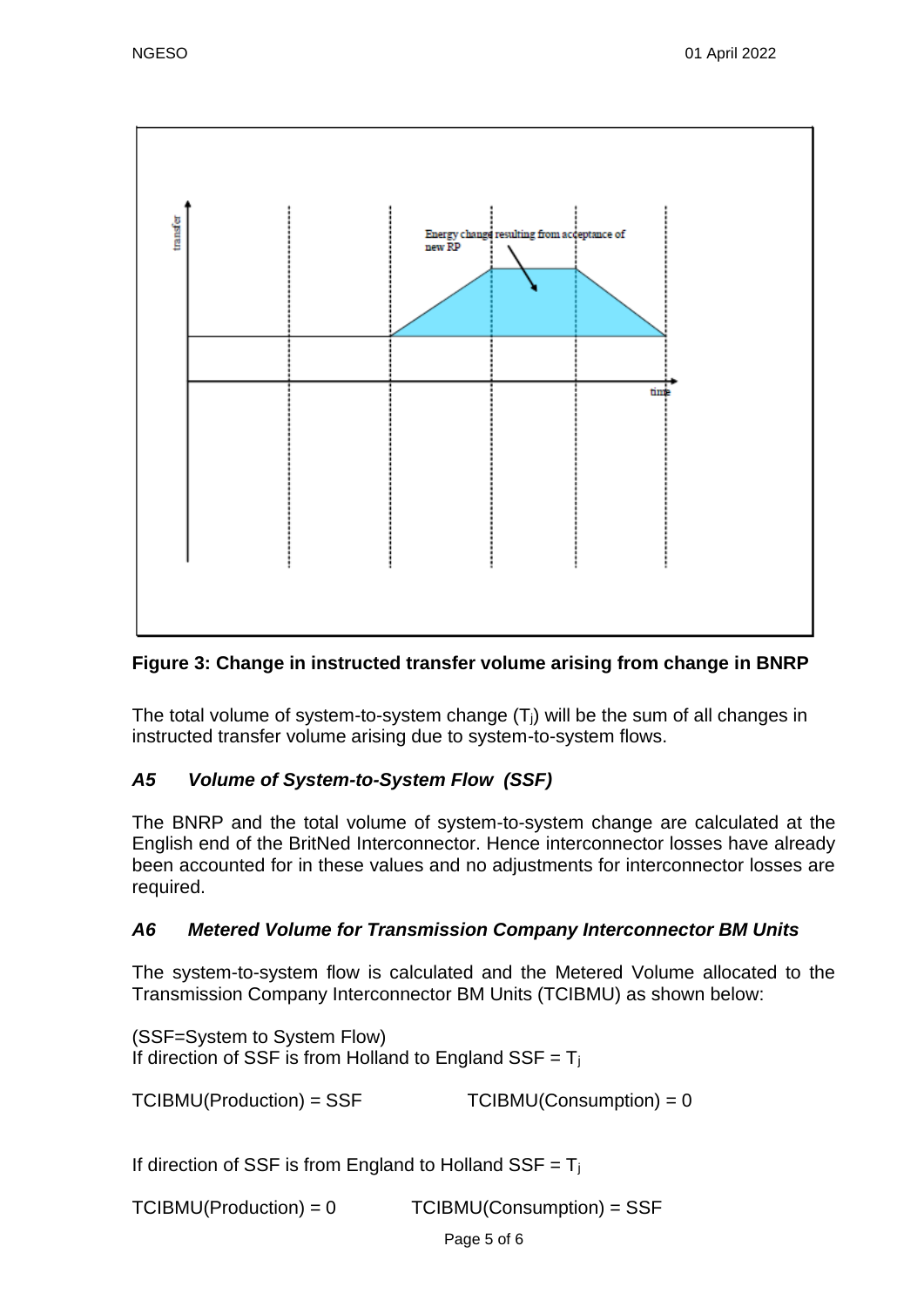**Figure 3: Change in instructed transfer volume arising from change in BNRP**

The total volume of system-to-system change ($T_j$) will be the sum of all changes in instructed transfer volume arising due to system-to-system flows.

### *A5 Volume of System-to-System Flow (SSF)*

The BNRP and the total volume of system-to-system change are calculated at the English end of the BritNed Interconnector. Hence interconnector losses have already been accounted for in these values and no adjustments for interconnector losses are required.

### *A6 Metered Volume for Transmission Company Interconnector BM Units*

The system-to-system flow is calculated and the Metered Volume allocated to the Transmission Company Interconnector BM Units (TCIBMU) as shown below:

(SSF=System to System Flow)
If direction of SSF is from Holland to England SSF = $T_j$

TCIBMU(Production) = SSF TCIBMU(Consumption) = 0

If direction of SSF is from England to Holland SSF = $T_j$

TCIBMU(Production) = 0 TCIBMU(Consumption) = SSF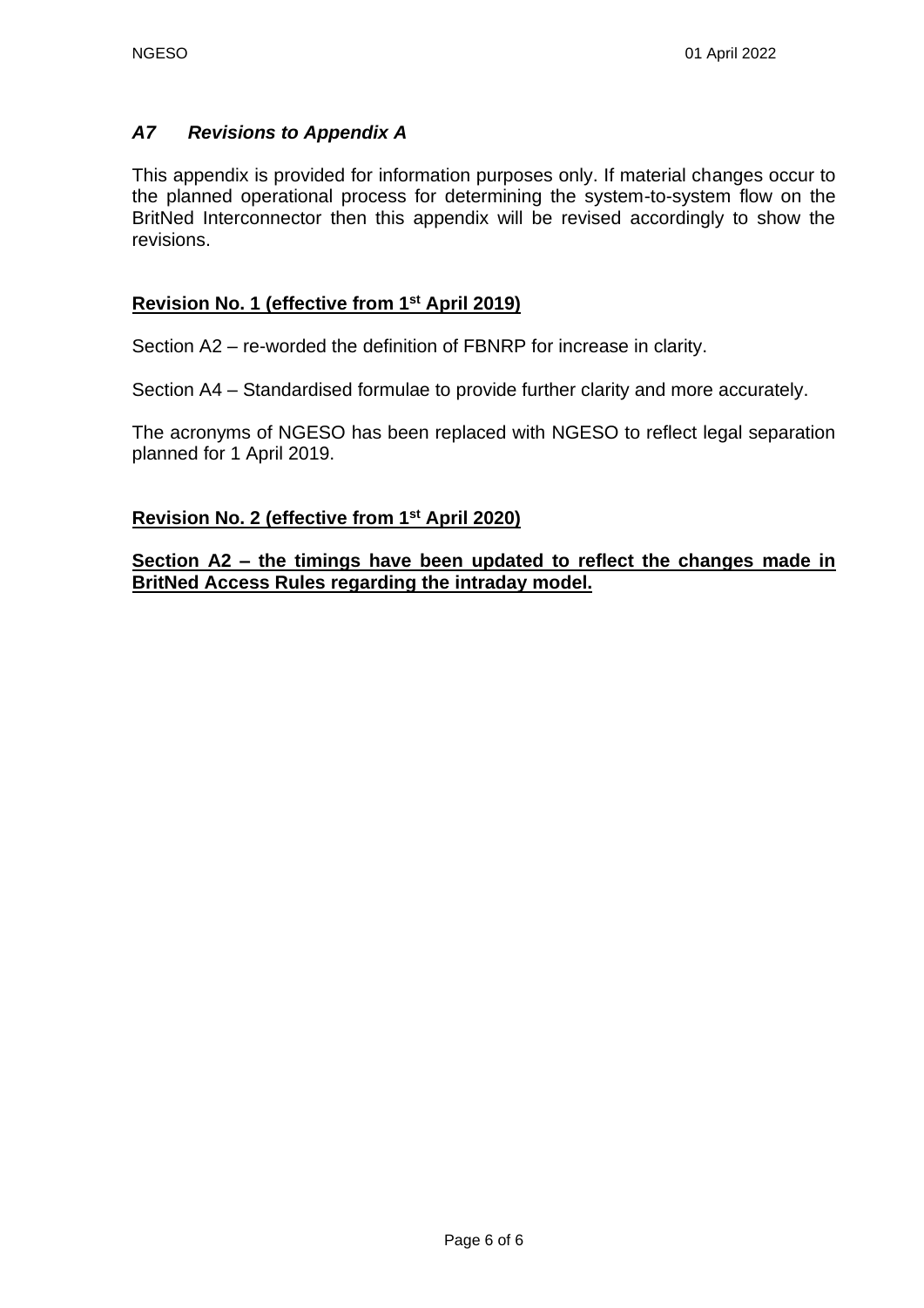### *A7 Revisions to Appendix A*

This appendix is provided for information purposes only. If material changes occur to the planned operational process for determining the system-to-system flow on the BritNed Interconnector then this appendix will be revised accordingly to show the revisions.

**Revision No. 1 (effective from 1st April 2019)**

Section A2 – re-worded the definition of FBNRP for increase in clarity.

Section A4 – Standardised formulae to provide further clarity and more accurately.

The acronyms of NGESO has been replaced with NGESO to reflect legal separation planned for 1 April 2019.

**Revision No. 2 (effective from 1st April 2020)**

**Section A2 – the timings have been updated to reflect the changes made in BritNed Access Rules regarding the intraday model.**